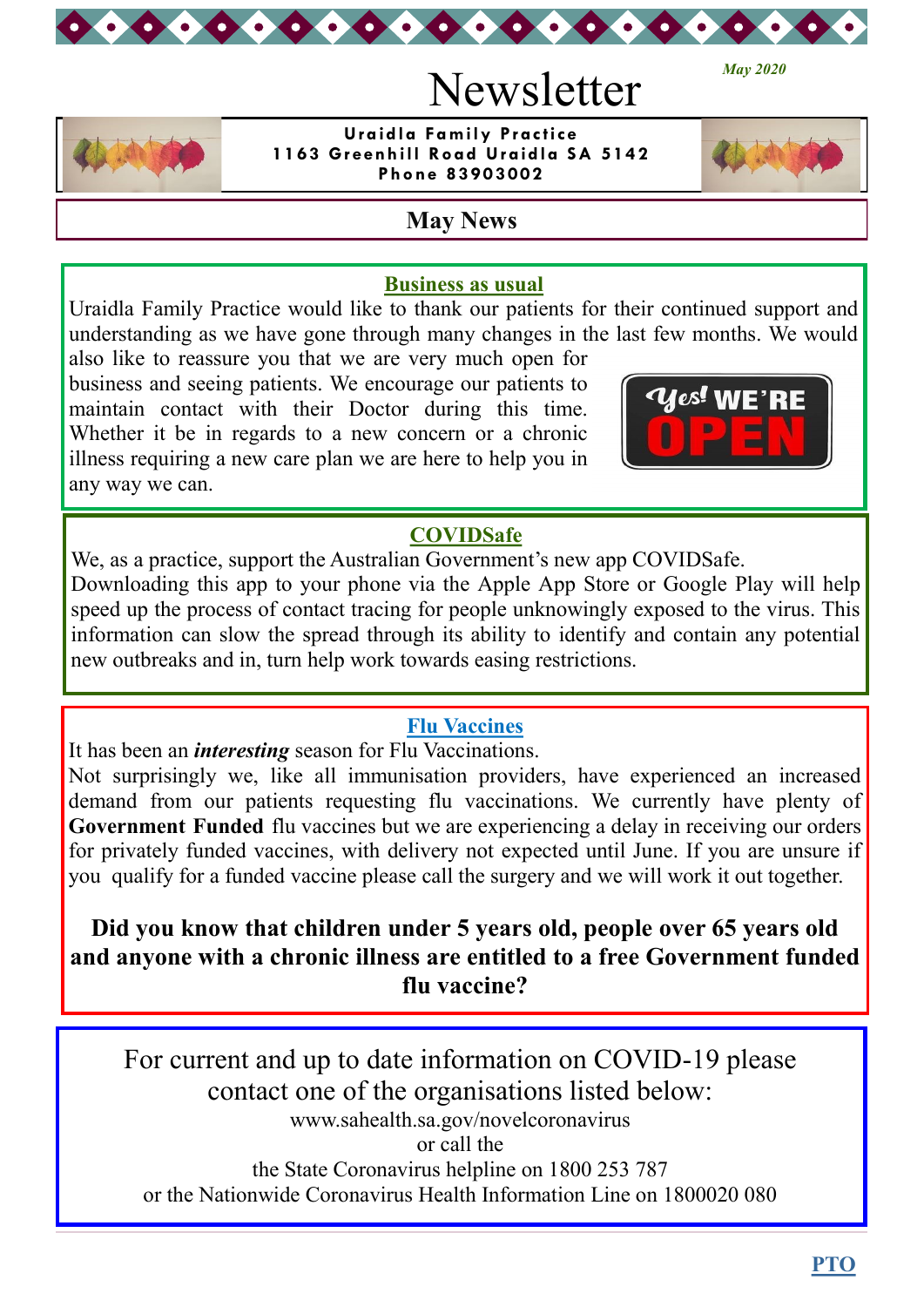May 2020

# Newsletter

**Uraidla Family Practice**
**1163 Greenhill Road Uraidla SA 5142**
**Phone 83903002**

## May News

### Business as usual

Uraidla Family Practice would like to thank our patients for their continued support and understanding as we have gone through many changes in the last few months. We would also like to reassure you that we are very much open for business and seeing patients. We encourage our patients to maintain contact with their Doctor during this time. Whether it be in regards to a new concern or a chronic illness requiring a new care plan we are here to help you in any way we can.

Yes! WE'RE OPEN

### COVIDSafe

We, as a practice, support the Australian Government's new app COVIDSafe.
Downloading this app to your phone via the Apple App Store or Google Play will help speed up the process of contact tracing for people unknowingly exposed to the virus. This information can slow the spread through its ability to identify and contain any potential new outbreaks and in, turn help work towards easing restrictions.

### Flu Vaccines

It has been an ***interesting*** season for Flu Vaccinations.
Not surprisingly we, like all immunisation providers, have experienced an increased demand from our patients requesting flu vaccinations. We currently have plenty of **Government Funded** flu vaccines but we are experiencing a delay in receiving our orders for privately funded vaccines, with delivery not expected until June. If you are unsure if you qualify for a funded vaccine please call the surgery and we will work it out together.

**Did you know that children under 5 years old, people over 65 years old and anyone with a chronic illness are entitled to a free Government funded flu vaccine?**

For current and up to date information on COVID-19 please contact one of the organisations listed below:
www.sahealth.sa.gov/novelcoronavirus
or call the
the State Coronavirus helpline on 1800 253 787
or the Nationwide Coronavirus Health Information Line on 1800020 080

PTO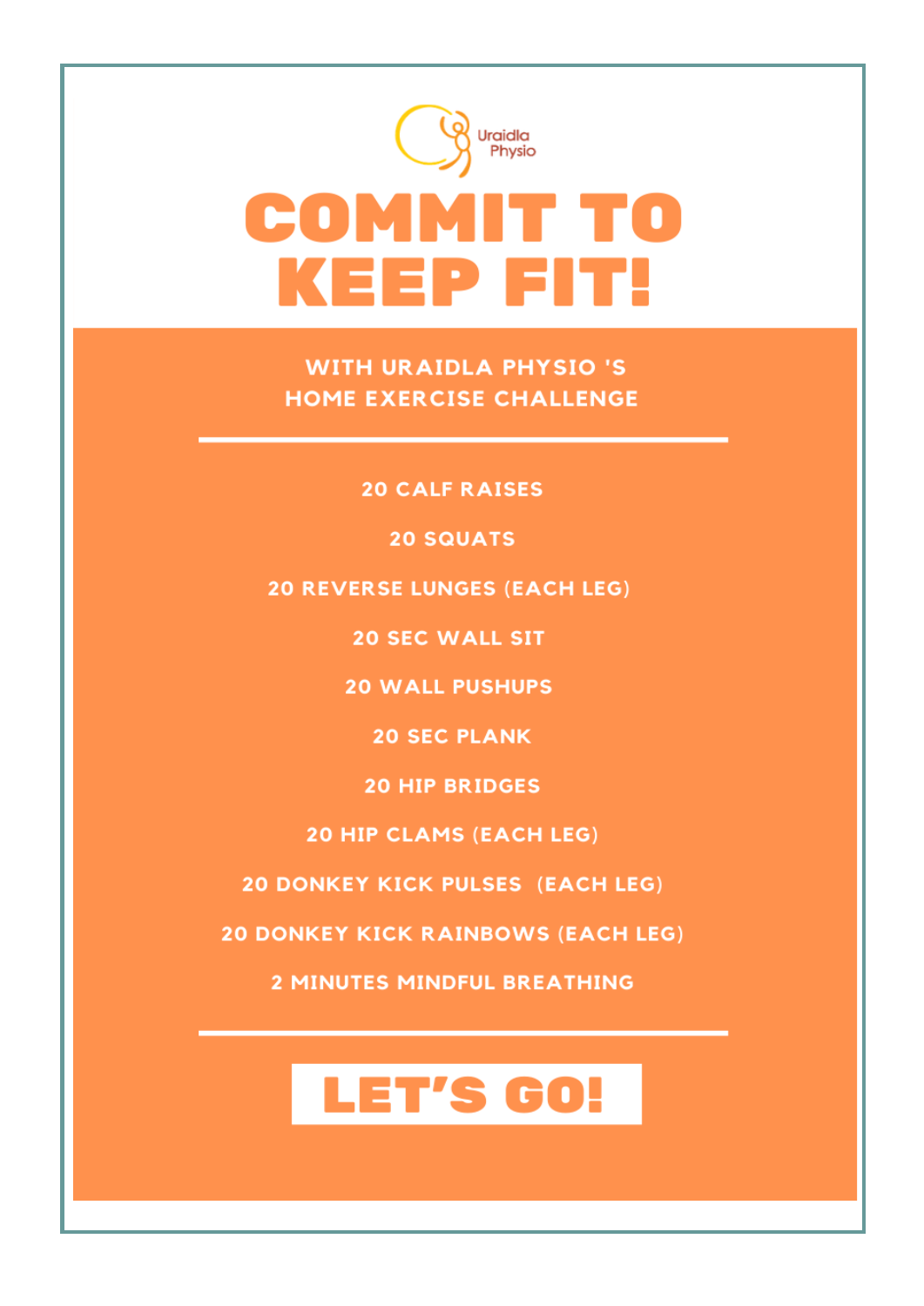Uraidla Physio

# COMMIT TO KEEP FIT!

## WITH URAIDLA PHYSIO 'S HOME EXERCISE CHALLENGE

---

20 CALF RAISES

20 SQUATS

20 REVERSE LUNGES (EACH LEG)

20 SEC WALL SIT

20 WALL PUSHUPS

20 SEC PLANK

20 HIP BRIDGES

20 HIP CLAMS (EACH LEG)

20 DONKEY KICK PULSES (EACH LEG)

20 DONKEY KICK RAINBOWS (EACH LEG)

2 MINUTES MINDFUL BREATHING

---

**LET'S GO!**